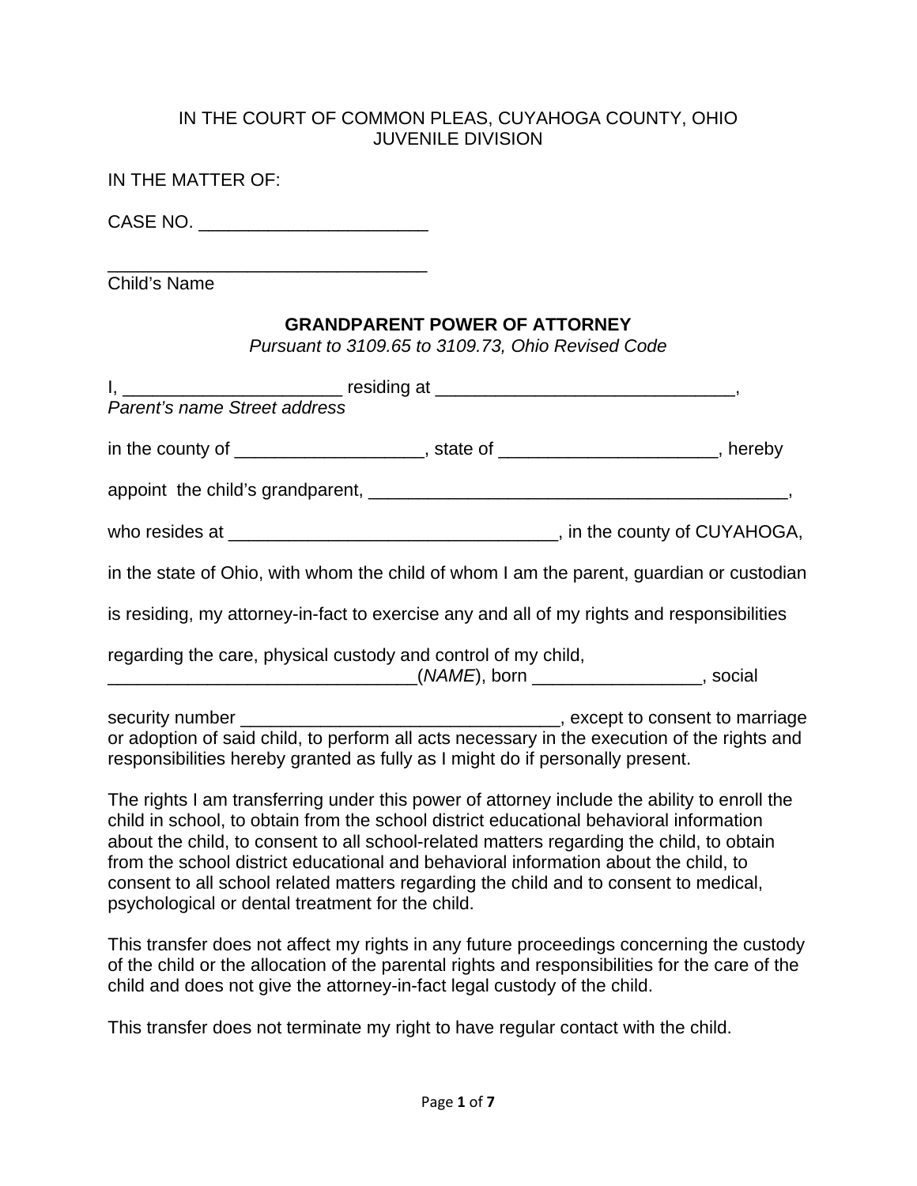IN THE COURT OF COMMON PLEAS, CUYAHOGA COUNTY, OHIO
JUVENILE DIVISION

IN THE MATTER OF:

CASE NO. ______________________

________________________________
Child's Name

**GRANDPARENT POWER OF ATTORNEY**

*Pursuant to 3109.65 to 3109.73, Ohio Revised Code*

I, _____________________ residing at _____________________________,
*Parent's name Street address*

in the county of __________________, state of _____________________, hereby

appoint the child's grandparent, __________________________________________,

who resides at _________________________________, in the county of CUYAHOGA,

in the state of Ohio, with whom the child of whom I am the parent, guardian or custodian

is residing, my attorney-in-fact to exercise any and all of my rights and responsibilities

regarding the care, physical custody and control of my child,
______________________________(*NAME*), born ________________, social

security number _______________________________, except to consent to marriage or adoption of said child, to perform all acts necessary in the execution of the rights and responsibilities hereby granted as fully as I might do if personally present.

The rights I am transferring under this power of attorney include the ability to enroll the child in school, to obtain from the school district educational behavioral information about the child, to consent to all school-related matters regarding the child, to obtain from the school district educational and behavioral information about the child, to consent to all school related matters regarding the child and to consent to medical, psychological or dental treatment for the child.

This transfer does not affect my rights in any future proceedings concerning the custody of the child or the allocation of the parental rights and responsibilities for the care of the child and does not give the attorney-in-fact legal custody of the child.

This transfer does not terminate my right to have regular contact with the child.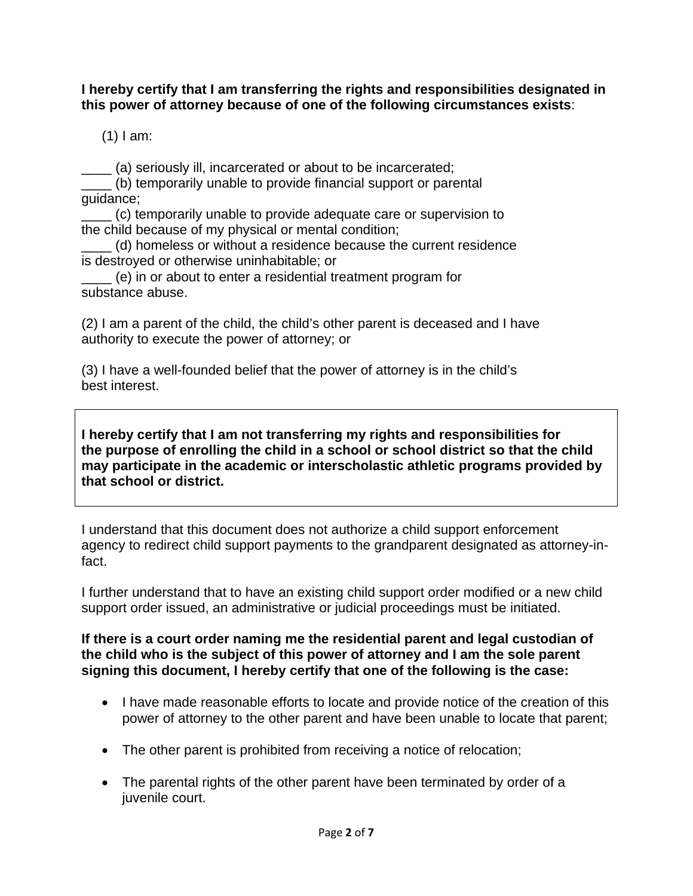**I hereby certify that I am transferring the rights and responsibilities designated in this power of attorney because of one of the following circumstances exists**:

(1) I am:

____ (a) seriously ill, incarcerated or about to be incarcerated;
____ (b) temporarily unable to provide financial support or parental guidance;
____ (c) temporarily unable to provide adequate care or supervision to the child because of my physical or mental condition;
____ (d) homeless or without a residence because the current residence is destroyed or otherwise uninhabitable; or
____ (e) in or about to enter a residential treatment program for substance abuse.

(2) I am a parent of the child, the child's other parent is deceased and I have authority to execute the power of attorney; or

(3) I have a well-founded belief that the power of attorney is in the child's best interest.

**I hereby certify that I am not transferring my rights and responsibilities for the purpose of enrolling the child in a school or school district so that the child may participate in the academic or interscholastic athletic programs provided by that school or district.**

I understand that this document does not authorize a child support enforcement agency to redirect child support payments to the grandparent designated as attorney-in-fact.

I further understand that to have an existing child support order modified or a new child support order issued, an administrative or judicial proceedings must be initiated.

**If there is a court order naming me the residential parent and legal custodian of the child who is the subject of this power of attorney and I am the sole parent signing this document, I hereby certify that one of the following is the case:**

- I have made reasonable efforts to locate and provide notice of the creation of this power of attorney to the other parent and have been unable to locate that parent;
- The other parent is prohibited from receiving a notice of relocation;
- The parental rights of the other parent have been terminated by order of a juvenile court.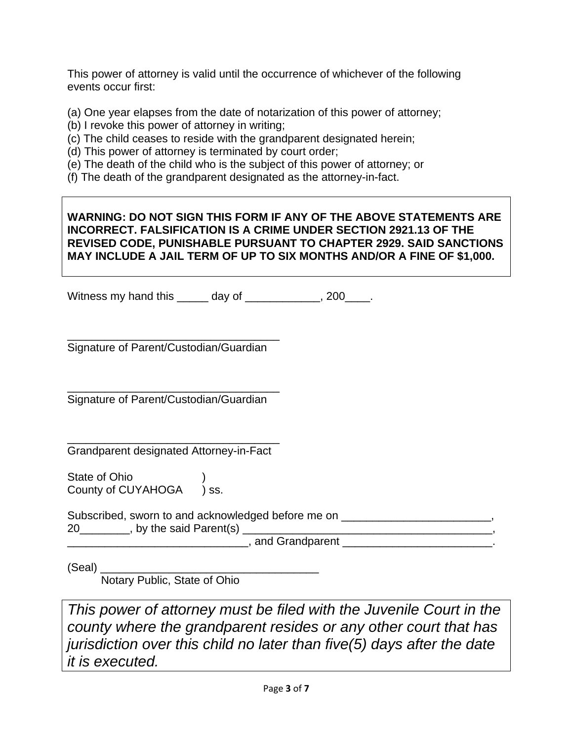This power of attorney is valid until the occurrence of whichever of the following events occur first:

(a) One year elapses from the date of notarization of this power of attorney;
(b) I revoke this power of attorney in writing;
(c) The child ceases to reside with the grandparent designated herein;
(d) This power of attorney is terminated by court order;
(e) The death of the child who is the subject of this power of attorney; or
(f) The death of the grandparent designated as the attorney-in-fact.

**WARNING: DO NOT SIGN THIS FORM IF ANY OF THE ABOVE STATEMENTS ARE INCORRECT. FALSIFICATION IS A CRIME UNDER SECTION 2921.13 OF THE REVISED CODE, PUNISHABLE PURSUANT TO CHAPTER 2929. SAID SANCTIONS MAY INCLUDE A JAIL TERM OF UP TO SIX MONTHS AND/OR A FINE OF $1,000.**

Witness my hand this _____ day of ____________, 200____.

___________________________________
Signature of Parent/Custodian/Guardian

___________________________________
Signature of Parent/Custodian/Guardian

___________________________________
Grandparent designated Attorney-in-Fact

State of Ohio )
County of CUYAHOGA ) ss.

Subscribed, sworn to and acknowledged before me on ________________________, 20________, by the said Parent(s) __________________________________________, ______________________________, and Grandparent ________________________.

(Seal) ___________________________________
Notary Public, State of Ohio

*This power of attorney must be filed with the Juvenile Court in the county where the grandparent resides or any other court that has jurisdiction over this child no later than five(5) days after the date it is executed.*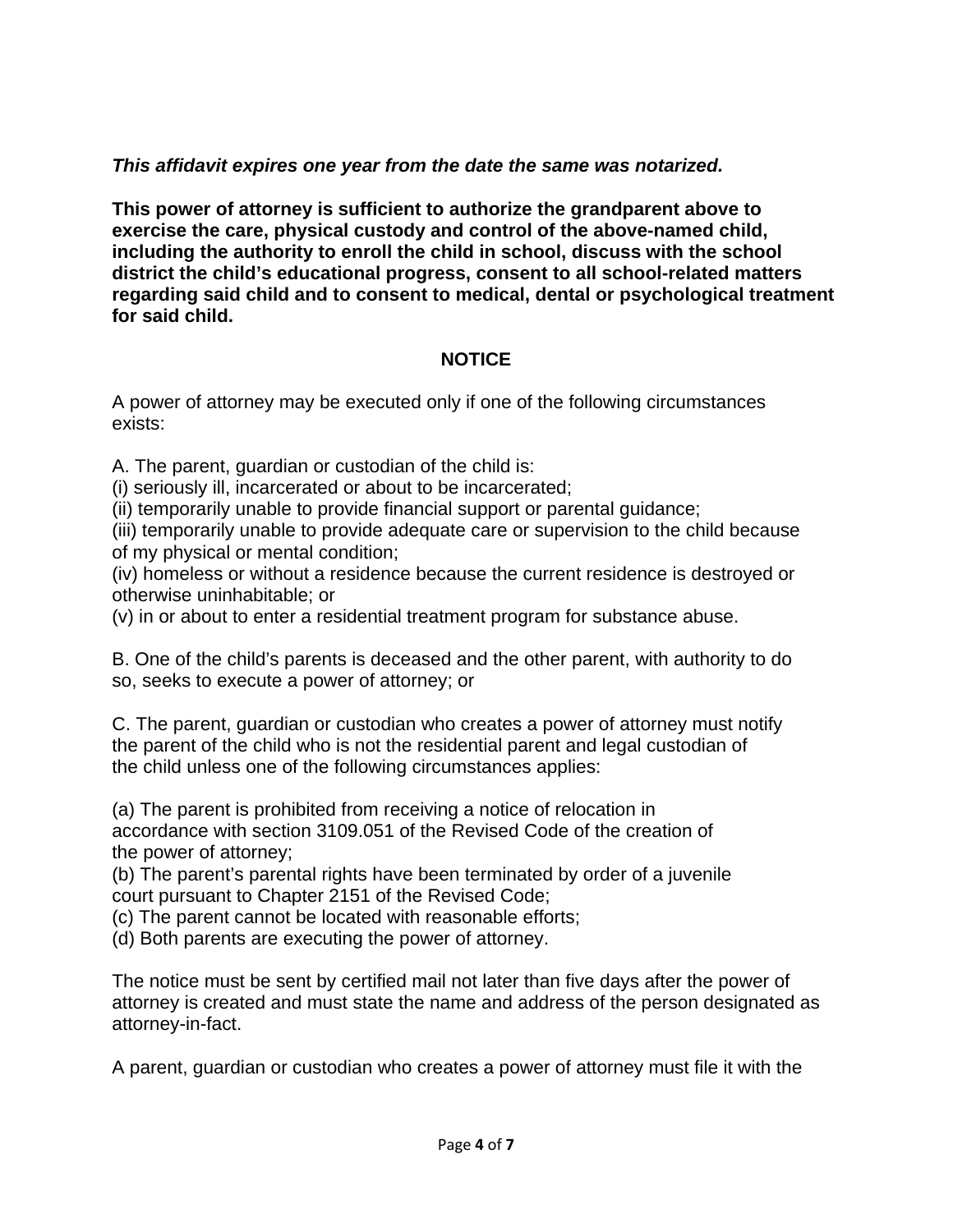***This affidavit expires one year from the date the same was notarized.***

**This power of attorney is sufficient to authorize the grandparent above to exercise the care, physical custody and control of the above-named child, including the authority to enroll the child in school, discuss with the school district the child's educational progress, consent to all school-related matters regarding said child and to consent to medical, dental or psychological treatment for said child.**

**NOTICE**

A power of attorney may be executed only if one of the following circumstances exists:

A. The parent, guardian or custodian of the child is:
(i) seriously ill, incarcerated or about to be incarcerated;
(ii) temporarily unable to provide financial support or parental guidance;
(iii) temporarily unable to provide adequate care or supervision to the child because of my physical or mental condition;
(iv) homeless or without a residence because the current residence is destroyed or otherwise uninhabitable; or
(v) in or about to enter a residential treatment program for substance abuse.

B. One of the child's parents is deceased and the other parent, with authority to do so, seeks to execute a power of attorney; or

C. The parent, guardian or custodian who creates a power of attorney must notify the parent of the child who is not the residential parent and legal custodian of the child unless one of the following circumstances applies:

(a) The parent is prohibited from receiving a notice of relocation in accordance with section 3109.051 of the Revised Code of the creation of the power of attorney;
(b) The parent's parental rights have been terminated by order of a juvenile court pursuant to Chapter 2151 of the Revised Code;
(c) The parent cannot be located with reasonable efforts;
(d) Both parents are executing the power of attorney.

The notice must be sent by certified mail not later than five days after the power of attorney is created and must state the name and address of the person designated as attorney-in-fact.

A parent, guardian or custodian who creates a power of attorney must file it with the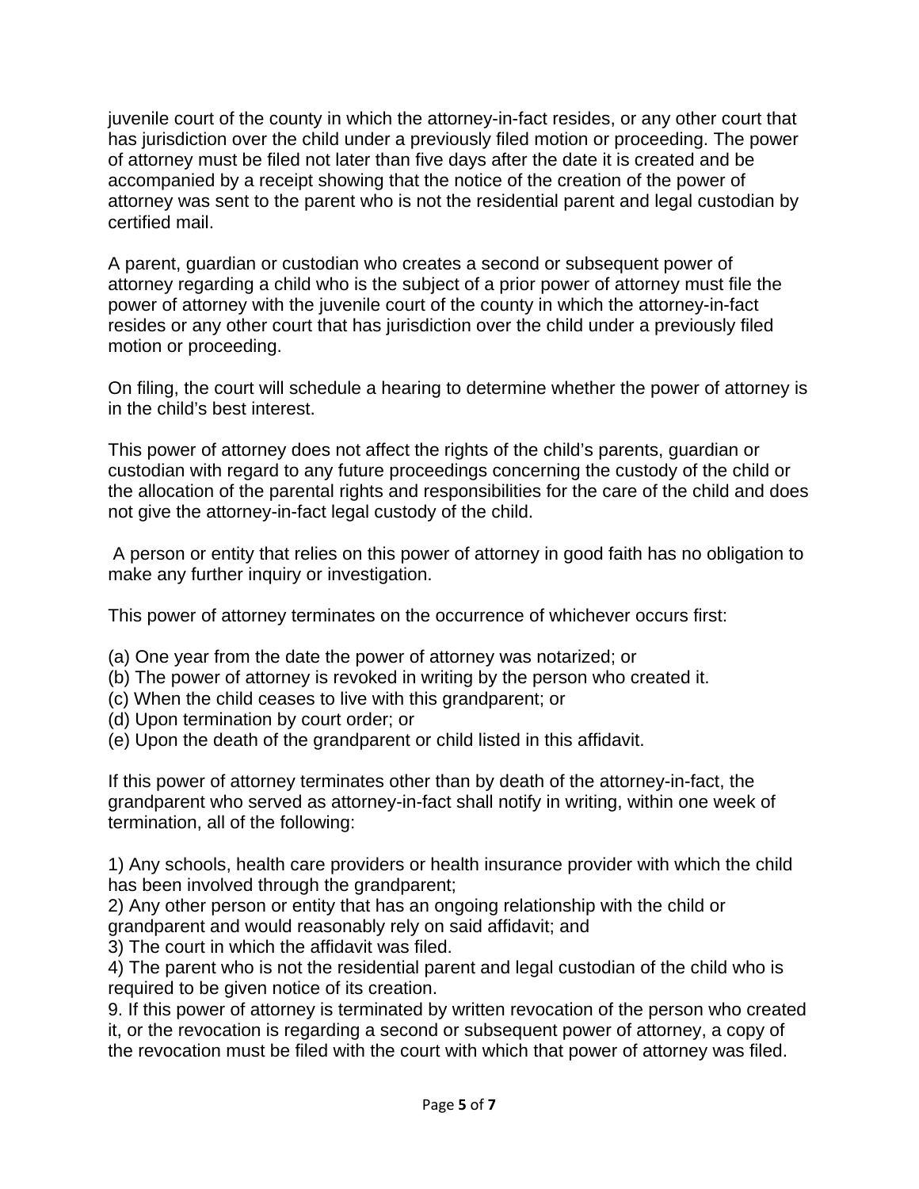juvenile court of the county in which the attorney-in-fact resides, or any other court that has jurisdiction over the child under a previously filed motion or proceeding. The power of attorney must be filed not later than five days after the date it is created and be accompanied by a receipt showing that the notice of the creation of the power of attorney was sent to the parent who is not the residential parent and legal custodian by certified mail.

A parent, guardian or custodian who creates a second or subsequent power of attorney regarding a child who is the subject of a prior power of attorney must file the power of attorney with the juvenile court of the county in which the attorney-in-fact resides or any other court that has jurisdiction over the child under a previously filed motion or proceeding.

On filing, the court will schedule a hearing to determine whether the power of attorney is in the child's best interest.

This power of attorney does not affect the rights of the child's parents, guardian or custodian with regard to any future proceedings concerning the custody of the child or the allocation of the parental rights and responsibilities for the care of the child and does not give the attorney-in-fact legal custody of the child.

A person or entity that relies on this power of attorney in good faith has no obligation to make any further inquiry or investigation.

This power of attorney terminates on the occurrence of whichever occurs first:

(a) One year from the date the power of attorney was notarized; or
(b) The power of attorney is revoked in writing by the person who created it.
(c) When the child ceases to live with this grandparent; or
(d) Upon termination by court order; or
(e) Upon the death of the grandparent or child listed in this affidavit.

If this power of attorney terminates other than by death of the attorney-in-fact, the grandparent who served as attorney-in-fact shall notify in writing, within one week of termination, all of the following:

1) Any schools, health care providers or health insurance provider with which the child has been involved through the grandparent;
2) Any other person or entity that has an ongoing relationship with the child or grandparent and would reasonably rely on said affidavit; and
3) The court in which the affidavit was filed.
4) The parent who is not the residential parent and legal custodian of the child who is required to be given notice of its creation.

9. If this power of attorney is terminated by written revocation of the person who created it, or the revocation is regarding a second or subsequent power of attorney, a copy of the revocation must be filed with the court with which that power of attorney was filed.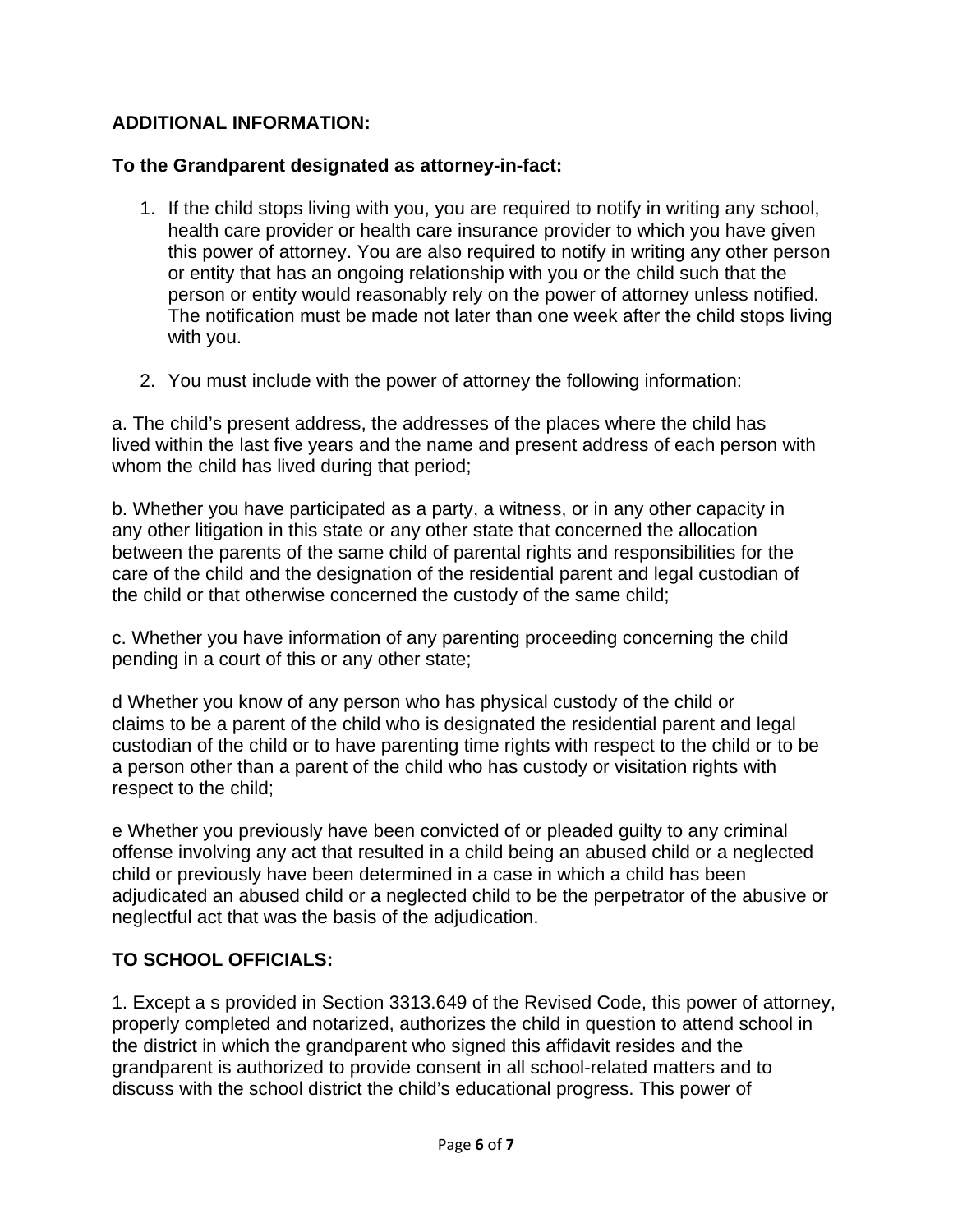**ADDITIONAL INFORMATION:**

**To the Grandparent designated as attorney-in-fact:**

1. If the child stops living with you, you are required to notify in writing any school, health care provider or health care insurance provider to which you have given this power of attorney. You are also required to notify in writing any other person or entity that has an ongoing relationship with you or the child such that the person or entity would reasonably rely on the power of attorney unless notified. The notification must be made not later than one week after the child stops living with you.

2. You must include with the power of attorney the following information:

a. The child's present address, the addresses of the places where the child has lived within the last five years and the name and present address of each person with whom the child has lived during that period;

b. Whether you have participated as a party, a witness, or in any other capacity in any other litigation in this state or any other state that concerned the allocation between the parents of the same child of parental rights and responsibilities for the care of the child and the designation of the residential parent and legal custodian of the child or that otherwise concerned the custody of the same child;

c. Whether you have information of any parenting proceeding concerning the child pending in a court of this or any other state;

d Whether you know of any person who has physical custody of the child or claims to be a parent of the child who is designated the residential parent and legal custodian of the child or to have parenting time rights with respect to the child or to be a person other than a parent of the child who has custody or visitation rights with respect to the child;

e Whether you previously have been convicted of or pleaded guilty to any criminal offense involving any act that resulted in a child being an abused child or a neglected child or previously have been determined in a case in which a child has been adjudicated an abused child or a neglected child to be the perpetrator of the abusive or neglectful act that was the basis of the adjudication.

**TO SCHOOL OFFICIALS:**

1. Except a s provided in Section 3313.649 of the Revised Code, this power of attorney, properly completed and notarized, authorizes the child in question to attend school in the district in which the grandparent who signed this affidavit resides and the grandparent is authorized to provide consent in all school-related matters and to discuss with the school district the child's educational progress. This power of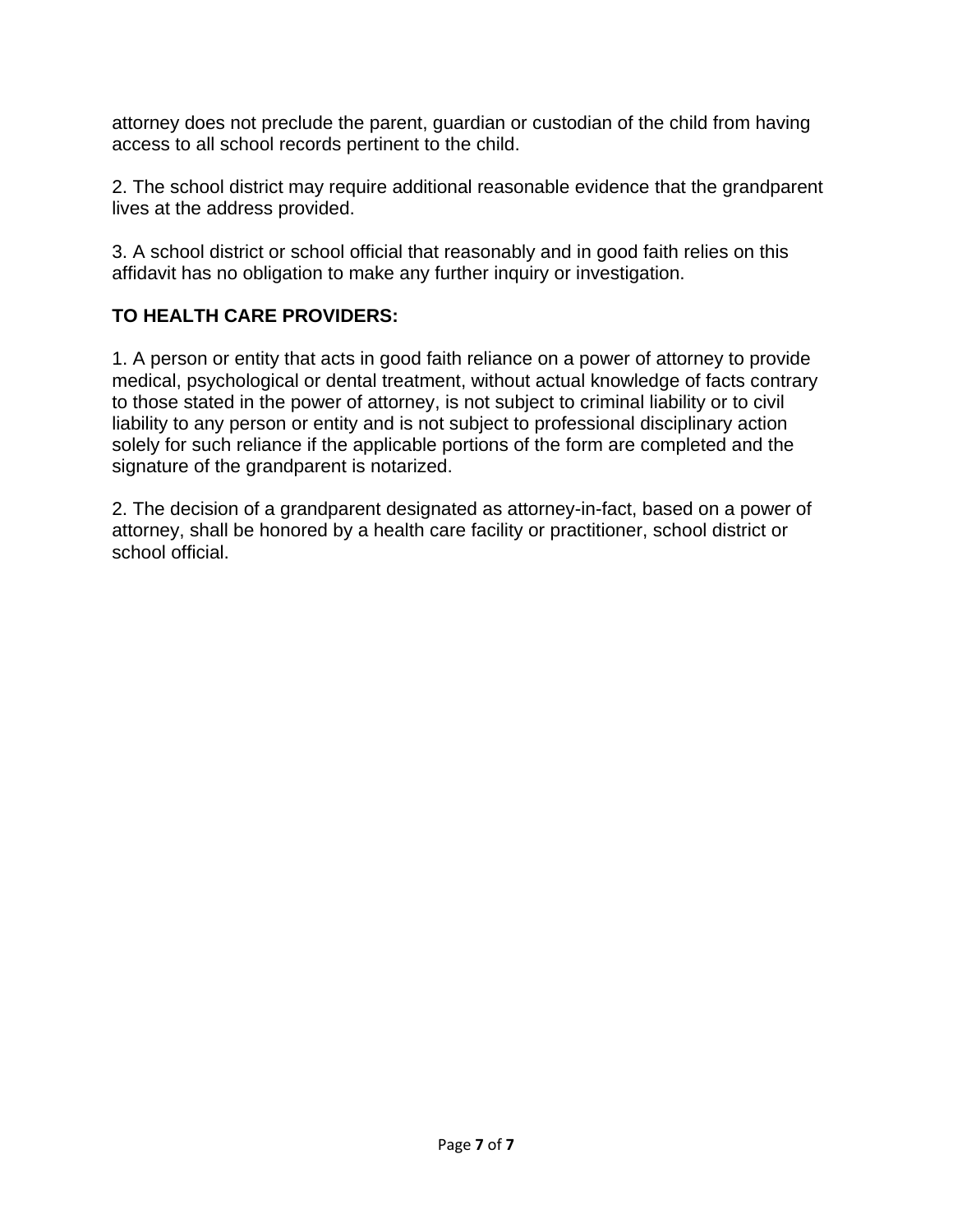attorney does not preclude the parent, guardian or custodian of the child from having access to all school records pertinent to the child.

2. The school district may require additional reasonable evidence that the grandparent lives at the address provided.

3. A school district or school official that reasonably and in good faith relies on this affidavit has no obligation to make any further inquiry or investigation.

**TO HEALTH CARE PROVIDERS:**

1. A person or entity that acts in good faith reliance on a power of attorney to provide medical, psychological or dental treatment, without actual knowledge of facts contrary to those stated in the power of attorney, is not subject to criminal liability or to civil liability to any person or entity and is not subject to professional disciplinary action solely for such reliance if the applicable portions of the form are completed and the signature of the grandparent is notarized.

2. The decision of a grandparent designated as attorney-in-fact, based on a power of attorney, shall be honored by a health care facility or practitioner, school district or school official.